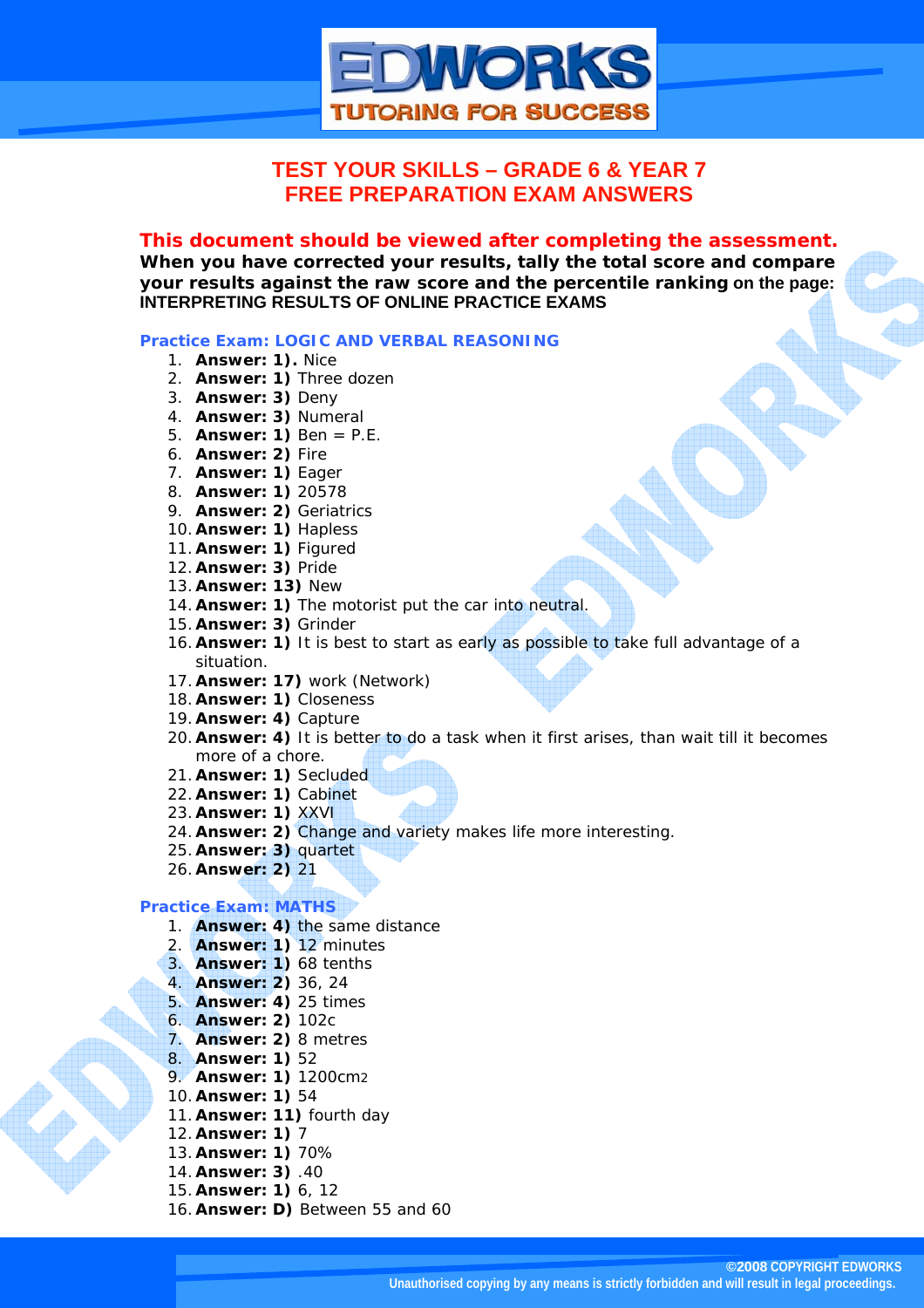# TEST YOUR SKILLS – GRADE 6 & YEAR 7
# FREE PREPARATION EXAM ANSWERS

**This document should be viewed after completing the assessment.**
**When you have corrected your results, tally the total score and compare your results against the raw score and the percentile ranking** on the page: INTERPRETING RESULTS OF ONLINE PRACTICE EXAMS

## Practice Exam: LOGIC AND VERBAL REASONING

1. **Answer: 1).** Nice
2. **Answer: 1)** Three dozen
3. **Answer: 3)** Deny
4. **Answer: 3)** Numeral
5. **Answer: 1)** Ben = P.E.
6. **Answer: 2)** Fire
7. **Answer: 1)** Eager
8. **Answer: 1)** 20578
9. **Answer: 2)** Geriatrics
10. **Answer: 1)** Hapless
11. **Answer: 1)** Figured
12. **Answer: 3)** Pride
13. **Answer: 13)** New
14. **Answer: 1)** The motorist put the car into neutral.
15. **Answer: 3)** Grinder
16. **Answer: 1)** It is best to start as early as possible to take full advantage of a situation.
17. **Answer: 17)** work (Network)
18. **Answer: 1)** Closeness
19. **Answer: 4)** Capture
20. **Answer: 4)** It is better to do a task when it first arises, than wait till it becomes more of a chore.
21. **Answer: 1)** Secluded
22. **Answer: 1)** Cabinet
23. **Answer: 1)** XXVI
24. **Answer: 2)** Change and variety makes life more interesting.
25. **Answer: 3)** quartet
26. **Answer: 2)** 21

## Practice Exam: MATHS

1. **Answer: 4)** the same distance
2. **Answer: 1)** 12 minutes
3. **Answer: 1)** 68 tenths
4. **Answer: 2)** 36, 24
5. **Answer: 4)** 25 times
6. **Answer: 2)** 102c
7. **Answer: 2)** 8 metres
8. **Answer: 1)** 52
9. **Answer: 1)** 1200cm2
10. **Answer: 1)** 54
11. **Answer: 11)** fourth day
12. **Answer: 1)** 7
13. **Answer: 1)** 70%
14. **Answer: 3)** .40
15. **Answer: 1)** 6, 12
16. **Answer: D)** Between 55 and 60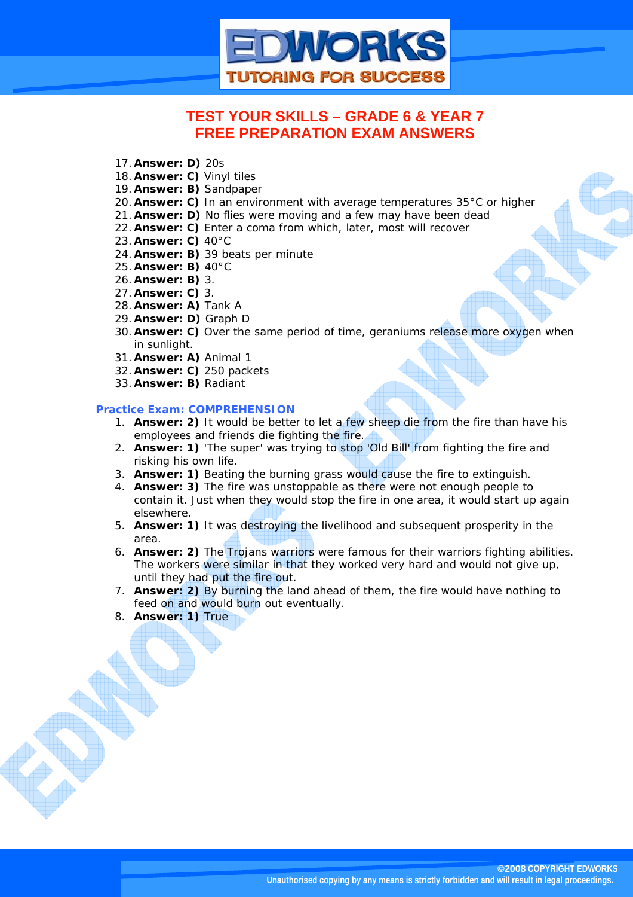# TEST YOUR SKILLS – GRADE 6 & YEAR 7
# FREE PREPARATION EXAM ANSWERS

17. **Answer: D)** 20s
18. **Answer: C)** Vinyl tiles
19. **Answer: B)** Sandpaper
20. **Answer: C)** In an environment with average temperatures 35°C or higher
21. **Answer: D)** No flies were moving and a few may have been dead
22. **Answer: C)** Enter a coma from which, later, most will recover
23. **Answer: C)** 40°C
24. **Answer: B)** 39 beats per minute
25. **Answer: B)** 40°C
26. **Answer: B)** 3.
27. **Answer: C)** 3.
28. **Answer: A)** Tank A
29. **Answer: D)** Graph D
30. **Answer: C)** Over the same period of time, geraniums release more oxygen when in sunlight.
31. **Answer: A)** Animal 1
32. **Answer: C)** 250 packets
33. **Answer: B)** Radiant

### Practice Exam: COMPREHENSION

1. **Answer: 2)** It would be better to let a few sheep die from the fire than have his employees and friends die fighting the fire.
2. **Answer: 1)** 'The super' was trying to stop 'Old Bill' from fighting the fire and risking his own life.
3. **Answer: 1)** Beating the burning grass would cause the fire to extinguish.
4. **Answer: 3)** The fire was unstoppable as there were not enough people to contain it. Just when they would stop the fire in one area, it would start up again elsewhere.
5. **Answer: 1)** It was destroying the livelihood and subsequent prosperity in the area.
6. **Answer: 2)** The Trojans warriors were famous for their warriors fighting abilities. The workers were similar in that they worked very hard and would not give up, until they had put the fire out.
7. **Answer: 2)** By burning the land ahead of them, the fire would have nothing to feed on and would burn out eventually.
8. **Answer: 1)** True